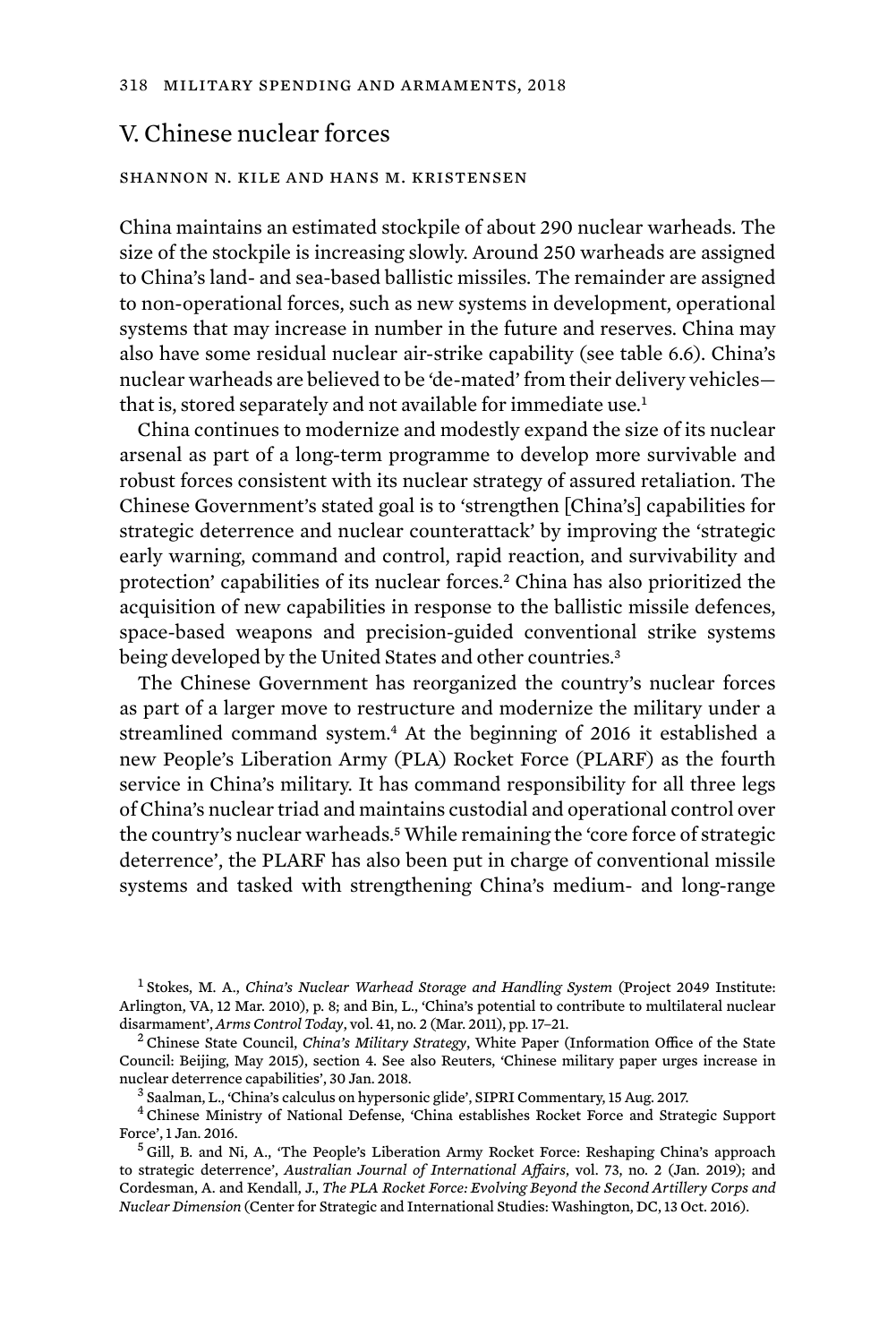## V. Chinese nuclear forces

SHANNON N. KILE AND HANS M. KRISTENSEN

China maintains an estimated stockpile of about 290 nuclear warheads. The size of the stockpile is increasing slowly. Around 250 warheads are assigned to China's land- and sea-based ballistic missiles. The remainder are assigned to non-operational forces, such as new systems in development, operational systems that may increase in number in the future and reserves. China may also have some residual nuclear air-strike capability (see table 6.6). China's nuclear warheads are believed to be 'de-mated' from their delivery vehicles—that is, stored separately and not available for immediate use.[1]

China continues to modernize and modestly expand the size of its nuclear arsenal as part of a long-term programme to develop more survivable and robust forces consistent with its nuclear strategy of assured retaliation. The Chinese Government's stated goal is to 'strengthen [China's] capabilities for strategic deterrence and nuclear counterattack' by improving the 'strategic early warning, command and control, rapid reaction, and survivability and protection' capabilities of its nuclear forces.[2] China has also prioritized the acquisition of new capabilities in response to the ballistic missile defences, space-based weapons and precision-guided conventional strike systems being developed by the United States and other countries.[3]

The Chinese Government has reorganized the country's nuclear forces as part of a larger move to restructure and modernize the military under a streamlined command system.[4] At the beginning of 2016 it established a new People's Liberation Army (PLA) Rocket Force (PLARF) as the fourth service in China's military. It has command responsibility for all three legs of China's nuclear triad and maintains custodial and operational control over the country's nuclear warheads.[5] While remaining the 'core force of strategic deterrence', the PLARF has also been put in charge of conventional missile systems and tasked with strengthening China's medium- and long-range

[1] Stokes, M. A., *China's Nuclear Warhead Storage and Handling System* (Project 2049 Institute: Arlington, VA, 12 Mar. 2010), p. 8; and Bin, L., 'China's potential to contribute to multilateral nuclear disarmament', *Arms Control Today*, vol. 41, no. 2 (Mar. 2011), pp. 17–21.

[2] Chinese State Council, *China's Military Strategy*, White Paper (Information Office of the State Council: Beijing, May 2015), section 4. See also Reuters, 'Chinese military paper urges increase in nuclear deterrence capabilities', 30 Jan. 2018.

[3] Saalman, L., 'China's calculus on hypersonic glide', SIPRI Commentary, 15 Aug. 2017.

[4] Chinese Ministry of National Defense, 'China establishes Rocket Force and Strategic Support Force', 1 Jan. 2016.

[5] Gill, B. and Ni, A., 'The People's Liberation Army Rocket Force: Reshaping China's approach to strategic deterrence', *Australian Journal of International Affairs*, vol. 73, no. 2 (Jan. 2019); and Cordesman, A. and Kendall, J., *The PLA Rocket Force: Evolving Beyond the Second Artillery Corps and Nuclear Dimension* (Center for Strategic and International Studies: Washington, DC, 13 Oct. 2016).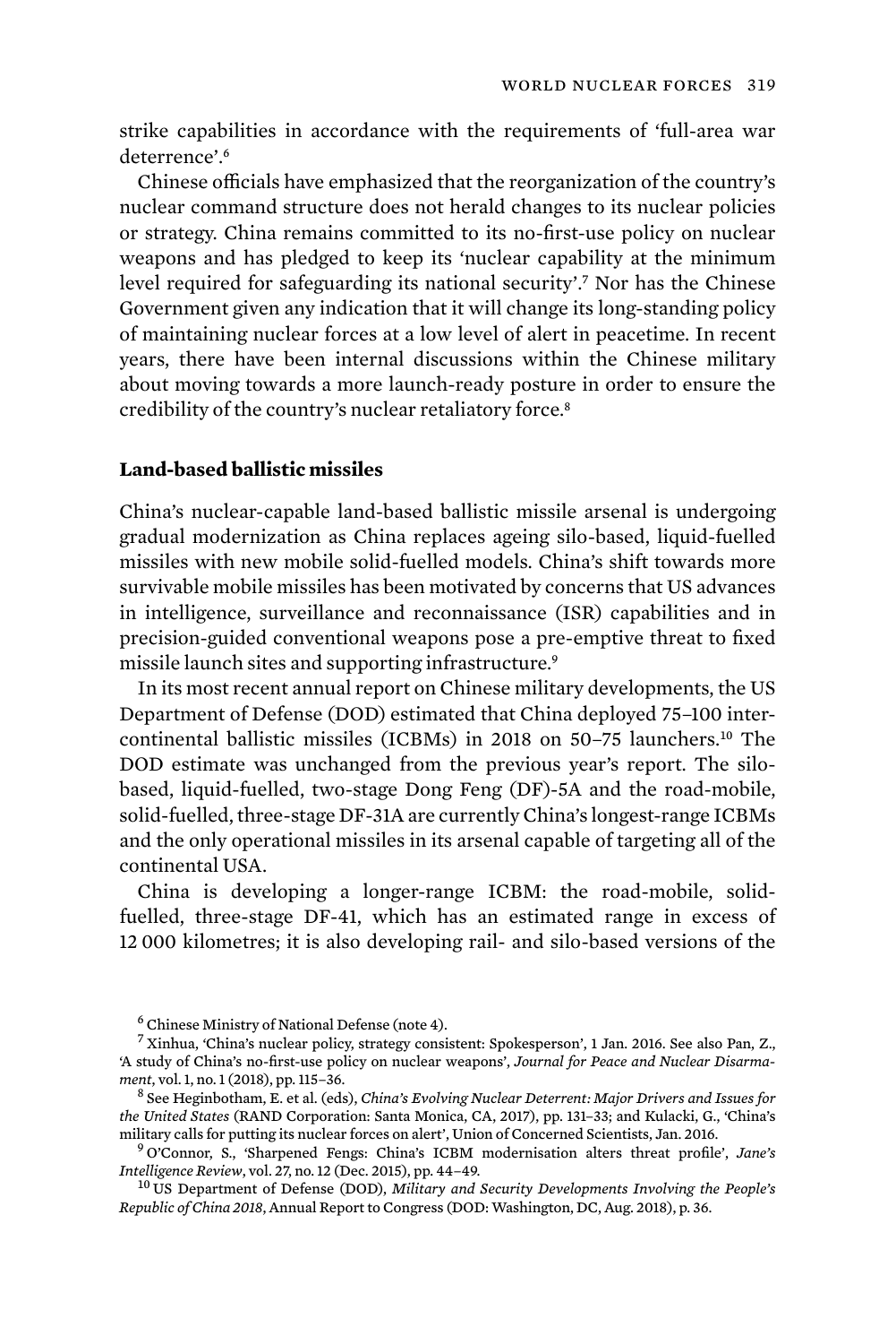strike capabilities in accordance with the requirements of 'full-area war deterrence'.[6]

Chinese officials have emphasized that the reorganization of the country's nuclear command structure does not herald changes to its nuclear policies or strategy. China remains committed to its no-first-use policy on nuclear weapons and has pledged to keep its 'nuclear capability at the minimum level required for safeguarding its national security'.[7] Nor has the Chinese Government given any indication that it will change its long-standing policy of maintaining nuclear forces at a low level of alert in peacetime. In recent years, there have been internal discussions within the Chinese military about moving towards a more launch-ready posture in order to ensure the credibility of the country's nuclear retaliatory force.[8]

### Land-based ballistic missiles

China's nuclear-capable land-based ballistic missile arsenal is undergoing gradual modernization as China replaces ageing silo-based, liquid-fuelled missiles with new mobile solid-fuelled models. China's shift towards more survivable mobile missiles has been motivated by concerns that US advances in intelligence, surveillance and reconnaissance (ISR) capabilities and in precision-guided conventional weapons pose a pre-emptive threat to fixed missile launch sites and supporting infrastructure.[9]

In its most recent annual report on Chinese military developments, the US Department of Defense (DOD) estimated that China deployed 75–100 intercontinental ballistic missiles (ICBMs) in 2018 on 50–75 launchers.[10] The DOD estimate was unchanged from the previous year's report. The silo-based, liquid-fuelled, two-stage Dong Feng (DF)-5A and the road-mobile, solid-fuelled, three-stage DF-31A are currently China's longest-range ICBMs and the only operational missiles in its arsenal capable of targeting all of the continental USA.

China is developing a longer-range ICBM: the road-mobile, solid-fuelled, three-stage DF-41, which has an estimated range in excess of 12 000 kilometres; it is also developing rail- and silo-based versions of the

---

[6] Chinese Ministry of National Defense (note 4).

[7] Xinhua, 'China's nuclear policy, strategy consistent: Spokesperson', 1 Jan. 2016. See also Pan, Z., 'A study of China's no-first-use policy on nuclear weapons', *Journal for Peace and Nuclear Disarmament*, vol. 1, no. 1 (2018), pp. 115–36.

[8] See Heginbotham, E. et al. (eds), *China's Evolving Nuclear Deterrent: Major Drivers and Issues for the United States* (RAND Corporation: Santa Monica, CA, 2017), pp. 131–33; and Kulacki, G., 'China's military calls for putting its nuclear forces on alert', Union of Concerned Scientists, Jan. 2016.

[9] O'Connor, S., 'Sharpened Fengs: China's ICBM modernisation alters threat profile', *Jane's Intelligence Review*, vol. 27, no. 12 (Dec. 2015), pp. 44–49.

[10] US Department of Defense (DOD), *Military and Security Developments Involving the People's Republic of China 2018*, Annual Report to Congress (DOD: Washington, DC, Aug. 2018), p. 36.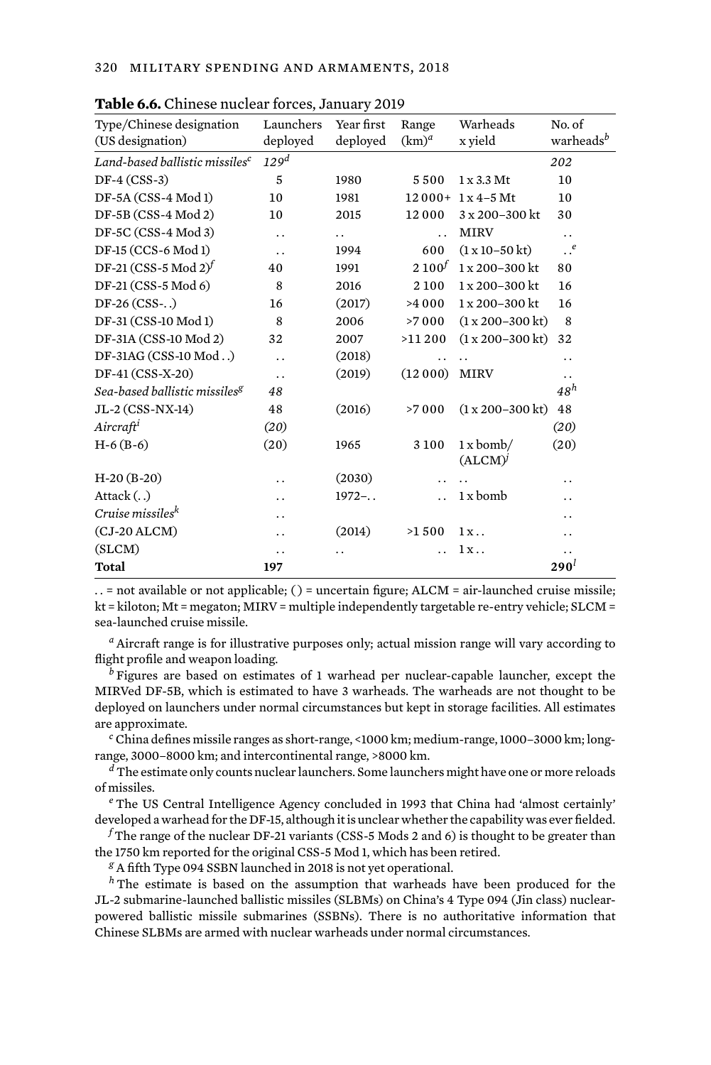**Table 6.6.** Chinese nuclear forces, January 2019

| Type/Chinese designation (US designation) | Launchers deployed | Year first deployed | Range (km)[a] | Warheads x yield | No. of warheads[b] |
|---|---|---|---|---|---|
| *Land-based ballistic missiles*[c] | *129*[d] | | | | *202* |
| DF-4 (CSS-3) | 5 | 1980 | 5 500 | 1 x 3.3 Mt | 10 |
| DF-5A (CSS-4 Mod 1) | 10 | 1981 | 12 000+ | 1 x 4–5 Mt | 10 |
| DF-5B (CSS-4 Mod 2) | 10 | 2015 | 12 000 | 3 x 200–300 kt | 30 |
| DF-5C (CSS-4 Mod 3) | . . | . . | . . | MIRV | . . |
| DF-15 (CCS-6 Mod 1) | . . | 1994 | 600 | (1 x 10–50 kt) | . .[e] |
| DF-21 (CSS-5 Mod 2)[f] | 40 | 1991 | 2 100[f] | 1 x 200–300 kt | 80 |
| DF-21 (CSS-5 Mod 6) | 8 | 2016 | 2 100 | 1 x 200–300 kt | 16 |
| DF-26 (CSS-. .) | 16 | (2017) | >4 000 | 1 x 200–300 kt | 16 |
| DF-31 (CSS-10 Mod 1) | 8 | 2006 | >7 000 | (1 x 200–300 kt) | 8 |
| DF-31A (CSS-10 Mod 2) | 32 | 2007 | >11 200 | (1 x 200–300 kt) | 32 |
| DF-31AG (CSS-10 Mod . .) | . . | (2018) | . . | . . | . . |
| DF-41 (CSS-X-20) | . . | (2019) | (12 000) | MIRV | . . |
| *Sea-based ballistic missiles*[g] | *48* | | | | *48*[h] |
| JL-2 (CSS-NX-14) | 48 | (2016) | >7 000 | (1 x 200–300 kt) | 48 |
| *Aircraft*[i] | *(20)* | | | | *(20)* |
| H-6 (B-6) | (20) | 1965 | 3 100 | 1 x bomb/ (ALCM)[j] | (20) |
| H-20 (B-20) | . . | (2030) | . . | . . | . . |
| Attack (. .) | . . | 1972–. . | . . | 1 x bomb | . . |
| *Cruise missiles*[k] | . . | | | | . . |
| (CJ-20 ALCM) | . . | (2014) | >1 500 | 1 x . . | . . |
| (SLCM) | . . | . . | . . | 1 x . . | . . |
| **Total** | **197** | | | | **290**[l] |

. . = not available or not applicable; ( ) = uncertain figure; ALCM = air-launched cruise missile; kt = kiloton; Mt = megaton; MIRV = multiple independently targetable re-entry vehicle; SLCM = sea-launched cruise missile.

[a] Aircraft range is for illustrative purposes only; actual mission range will vary according to flight profile and weapon loading.

[b] Figures are based on estimates of 1 warhead per nuclear-capable launcher, except the MIRVed DF-5B, which is estimated to have 3 warheads. The warheads are not thought to be deployed on launchers under normal circumstances but kept in storage facilities. All estimates are approximate.

[c] China defines missile ranges as short-range, <1000 km; medium-range, 1000–3000 km; long-range, 3000–8000 km; and intercontinental range, >8000 km.

[d] The estimate only counts nuclear launchers. Some launchers might have one or more reloads of missiles.

[e] The US Central Intelligence Agency concluded in 1993 that China had 'almost certainly' developed a warhead for the DF-15, although it is unclear whether the capability was ever fielded.

[f] The range of the nuclear DF-21 variants (CSS-5 Mods 2 and 6) is thought to be greater than the 1750 km reported for the original CSS-5 Mod 1, which has been retired.

[g] A fifth Type 094 SSBN launched in 2018 is not yet operational.

[h] The estimate is based on the assumption that warheads have been produced for the JL-2 submarine-launched ballistic missiles (SLBMs) on China's 4 Type 094 (Jin class) nuclear-powered ballistic missile submarines (SSBNs). There is no authoritative information that Chinese SLBMs are armed with nuclear warheads under normal circumstances.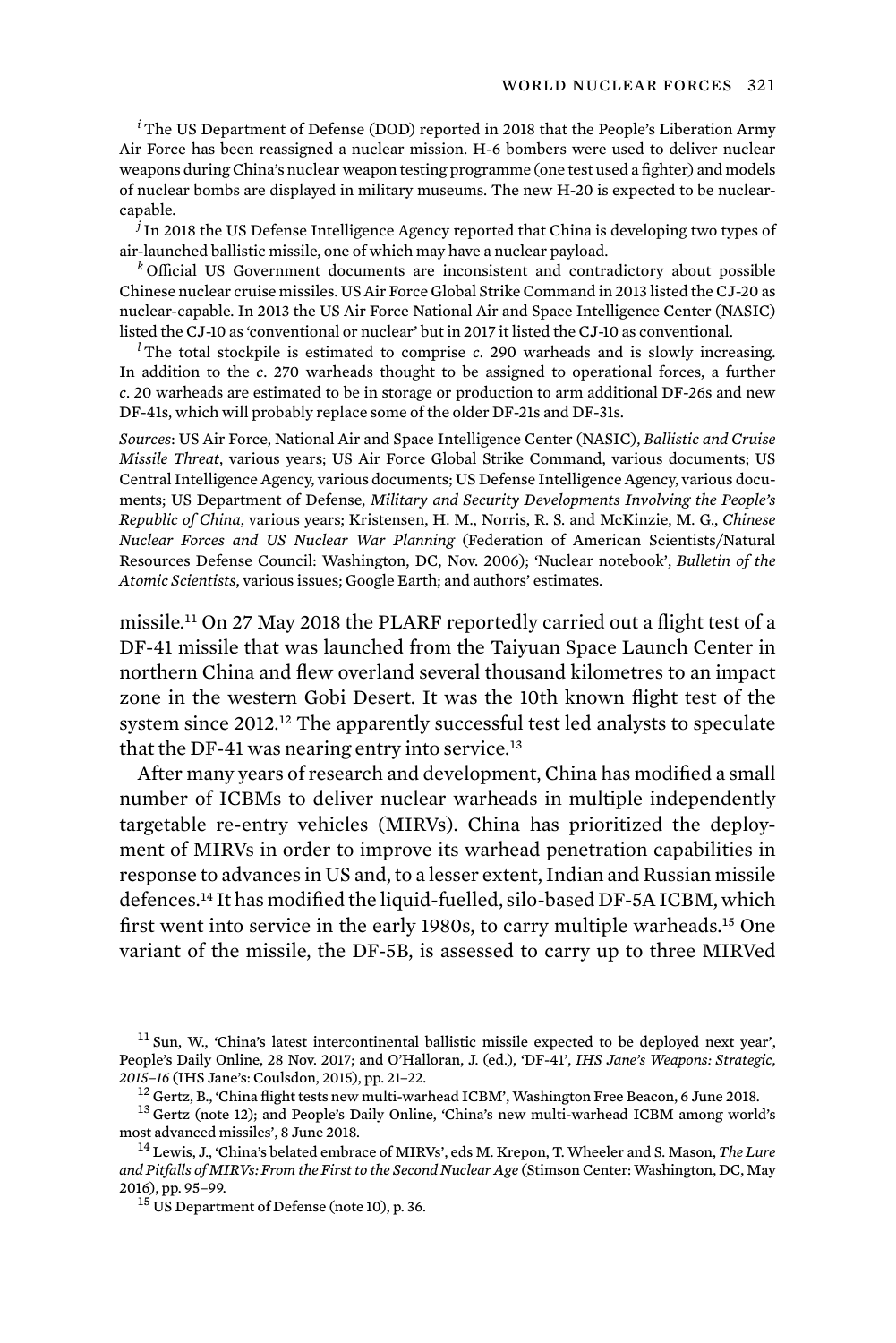[i] The US Department of Defense (DOD) reported in 2018 that the People's Liberation Army Air Force has been reassigned a nuclear mission. H-6 bombers were used to deliver nuclear weapons during China's nuclear weapon testing programme (one test used a fighter) and models of nuclear bombs are displayed in military museums. The new H-20 is expected to be nuclear-capable.

[j] In 2018 the US Defense Intelligence Agency reported that China is developing two types of air-launched ballistic missile, one of which may have a nuclear payload.

[k] Official US Government documents are inconsistent and contradictory about possible Chinese nuclear cruise missiles. US Air Force Global Strike Command in 2013 listed the CJ-20 as nuclear-capable. In 2013 the US Air Force National Air and Space Intelligence Center (NASIC) listed the CJ-10 as 'conventional or nuclear' but in 2017 it listed the CJ-10 as conventional.

[l] The total stockpile is estimated to comprise *c*. 290 warheads and is slowly increasing. In addition to the *c*. 270 warheads thought to be assigned to operational forces, a further *c*. 20 warheads are estimated to be in storage or production to arm additional DF-26s and new DF-41s, which will probably replace some of the older DF-21s and DF-31s.

*Sources*: US Air Force, National Air and Space Intelligence Center (NASIC), *Ballistic and Cruise Missile Threat*, various years; US Air Force Global Strike Command, various documents; US Central Intelligence Agency, various documents; US Defense Intelligence Agency, various documents; US Department of Defense, *Military and Security Developments Involving the People's Republic of China*, various years; Kristensen, H. M., Norris, R. S. and McKinzie, M. G., *Chinese Nuclear Forces and US Nuclear War Planning* (Federation of American Scientists/Natural Resources Defense Council: Washington, DC, Nov. 2006); 'Nuclear notebook', *Bulletin of the Atomic Scientists*, various issues; Google Earth; and authors' estimates.

missile.[11] On 27 May 2018 the PLARF reportedly carried out a flight test of a DF-41 missile that was launched from the Taiyuan Space Launch Center in northern China and flew overland several thousand kilometres to an impact zone in the western Gobi Desert. It was the 10th known flight test of the system since 2012.[12] The apparently successful test led analysts to speculate that the DF-41 was nearing entry into service.[13]

After many years of research and development, China has modified a small number of ICBMs to deliver nuclear warheads in multiple independently targetable re-entry vehicles (MIRVs). China has prioritized the deployment of MIRVs in order to improve its warhead penetration capabilities in response to advances in US and, to a lesser extent, Indian and Russian missile defences.[14] It has modified the liquid-fuelled, silo-based DF-5A ICBM, which first went into service in the early 1980s, to carry multiple warheads.[15] One variant of the missile, the DF-5B, is assessed to carry up to three MIRVed

[11] Sun, W., 'China's latest intercontinental ballistic missile expected to be deployed next year', People's Daily Online, 28 Nov. 2017; and O'Halloran, J. (ed.), 'DF-41', *IHS Jane's Weapons: Strategic, 2015–16* (IHS Jane's: Coulsdon, 2015), pp. 21–22.

[12] Gertz, B., 'China flight tests new multi-warhead ICBM', Washington Free Beacon, 6 June 2018.

[13] Gertz (note 12); and People's Daily Online, 'China's new multi-warhead ICBM among world's most advanced missiles', 8 June 2018.

[14] Lewis, J., 'China's belated embrace of MIRVs', eds M. Krepon, T. Wheeler and S. Mason, *The Lure and Pitfalls of MIRVs: From the First to the Second Nuclear Age* (Stimson Center: Washington, DC, May 2016), pp. 95–99.

[15] US Department of Defense (note 10), p. 36.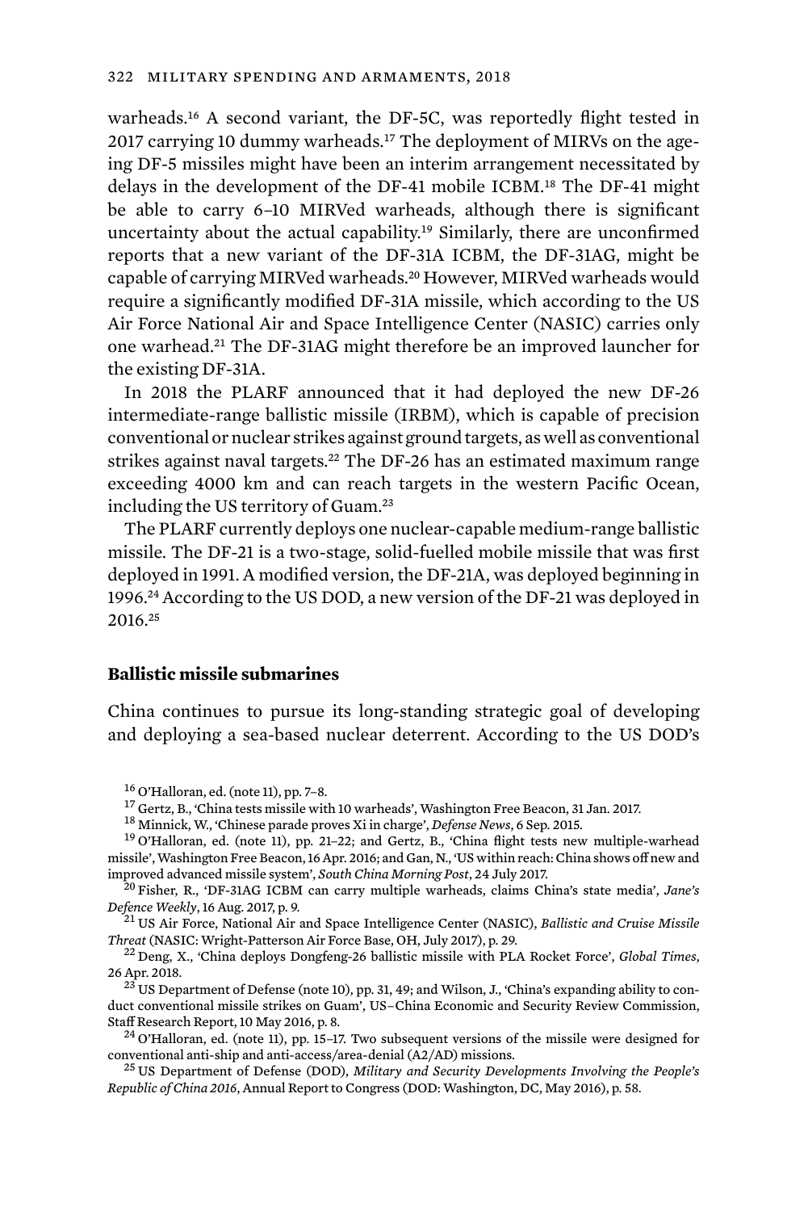warheads.[16] A second variant, the DF-5C, was reportedly flight tested in 2017 carrying 10 dummy warheads.[17] The deployment of MIRVs on the ageing DF-5 missiles might have been an interim arrangement necessitated by delays in the development of the DF-41 mobile ICBM.[18] The DF-41 might be able to carry 6–10 MIRVed warheads, although there is significant uncertainty about the actual capability.[19] Similarly, there are unconfirmed reports that a new variant of the DF-31A ICBM, the DF-31AG, might be capable of carrying MIRVed warheads.[20] However, MIRVed warheads would require a significantly modified DF-31A missile, which according to the US Air Force National Air and Space Intelligence Center (NASIC) carries only one warhead.[21] The DF-31AG might therefore be an improved launcher for the existing DF-31A.

In 2018 the PLARF announced that it had deployed the new DF-26 intermediate-range ballistic missile (IRBM), which is capable of precision conventional or nuclear strikes against ground targets, as well as conventional strikes against naval targets.[22] The DF-26 has an estimated maximum range exceeding 4000 km and can reach targets in the western Pacific Ocean, including the US territory of Guam.[23]

The PLARF currently deploys one nuclear-capable medium-range ballistic missile. The DF-21 is a two-stage, solid-fuelled mobile missile that was first deployed in 1991. A modified version, the DF-21A, was deployed beginning in 1996.[24] According to the US DOD, a new version of the DF-21 was deployed in 2016.[25]

### Ballistic missile submarines

China continues to pursue its long-standing strategic goal of developing and deploying a sea-based nuclear deterrent. According to the US DOD's

[16] O'Halloran, ed. (note 11), pp. 7–8.

[17] Gertz, B., 'China tests missile with 10 warheads', Washington Free Beacon, 31 Jan. 2017.

[18] Minnick, W., 'Chinese parade proves Xi in charge', *Defense News*, 6 Sep. 2015.

[19] O'Halloran, ed. (note 11), pp. 21–22; and Gertz, B., 'China flight tests new multiple-warhead missile', Washington Free Beacon, 16 Apr. 2016; and Gan, N., 'US within reach: China shows off new and improved advanced missile system', *South China Morning Post*, 24 July 2017.

[20] Fisher, R., 'DF-31AG ICBM can carry multiple warheads, claims China's state media', *Jane's Defence Weekly*, 16 Aug. 2017, p. 9.

[21] US Air Force, National Air and Space Intelligence Center (NASIC), *Ballistic and Cruise Missile Threat* (NASIC: Wright-Patterson Air Force Base, OH, July 2017), p. 29.

[22] Deng, X., 'China deploys Dongfeng-26 ballistic missile with PLA Rocket Force', *Global Times*, 26 Apr. 2018.

[23] US Department of Defense (note 10), pp. 31, 49; and Wilson, J., 'China's expanding ability to conduct conventional missile strikes on Guam', US–China Economic and Security Review Commission, Staff Research Report, 10 May 2016, p. 8.

[24] O'Halloran, ed. (note 11), pp. 15–17. Two subsequent versions of the missile were designed for conventional anti-ship and anti-access/area-denial (A2/AD) missions.

[25] US Department of Defense (DOD), *Military and Security Developments Involving the People's Republic of China 2016*, Annual Report to Congress (DOD: Washington, DC, May 2016), p. 58.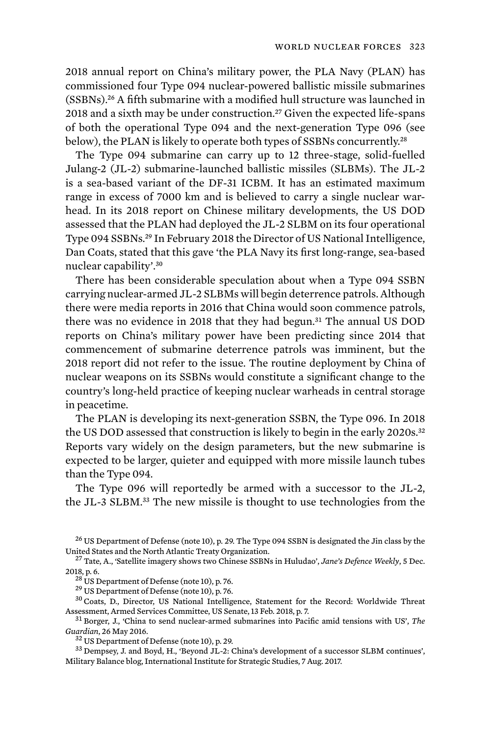2018 annual report on China's military power, the PLA Navy (PLAN) has commissioned four Type 094 nuclear-powered ballistic missile submarines (SSBNs).[26] A fifth submarine with a modified hull structure was launched in 2018 and a sixth may be under construction.[27] Given the expected life-spans of both the operational Type 094 and the next-generation Type 096 (see below), the PLAN is likely to operate both types of SSBNs concurrently.[28]

The Type 094 submarine can carry up to 12 three-stage, solid-fuelled Julang-2 (JL-2) submarine-launched ballistic missiles (SLBMs). The JL-2 is a sea-based variant of the DF-31 ICBM. It has an estimated maximum range in excess of 7000 km and is believed to carry a single nuclear warhead. In its 2018 report on Chinese military developments, the US DOD assessed that the PLAN had deployed the JL-2 SLBM on its four operational Type 094 SSBNs.[29] In February 2018 the Director of US National Intelligence, Dan Coats, stated that this gave 'the PLA Navy its first long-range, sea-based nuclear capability'.[30]

There has been considerable speculation about when a Type 094 SSBN carrying nuclear-armed JL-2 SLBMs will begin deterrence patrols. Although there were media reports in 2016 that China would soon commence patrols, there was no evidence in 2018 that they had begun.[31] The annual US DOD reports on China's military power have been predicting since 2014 that commencement of submarine deterrence patrols was imminent, but the 2018 report did not refer to the issue. The routine deployment by China of nuclear weapons on its SSBNs would constitute a significant change to the country's long-held practice of keeping nuclear warheads in central storage in peacetime.

The PLAN is developing its next-generation SSBN, the Type 096. In 2018 the US DOD assessed that construction is likely to begin in the early 2020s.[32] Reports vary widely on the design parameters, but the new submarine is expected to be larger, quieter and equipped with more missile launch tubes than the Type 094.

The Type 096 will reportedly be armed with a successor to the JL-2, the JL-3 SLBM.[33] The new missile is thought to use technologies from the

[26] US Department of Defense (note 10), p. 29. The Type 094 SSBN is designated the Jin class by the United States and the North Atlantic Treaty Organization.

[27] Tate, A., 'Satellite imagery shows two Chinese SSBNs in Huludao', *Jane's Defence Weekly*, 5 Dec. 2018, p. 6.

[28] US Department of Defense (note 10), p. 76.

[29] US Department of Defense (note 10), p. 76.

[30] Coats, D., Director, US National Intelligence, Statement for the Record: Worldwide Threat Assessment, Armed Services Committee, US Senate, 13 Feb. 2018, p. 7.

[31] Borger, J., 'China to send nuclear-armed submarines into Pacific amid tensions with US', *The Guardian*, 26 May 2016.

[32] US Department of Defense (note 10), p. 29.

[33] Dempsey, J. and Boyd, H., 'Beyond JL-2: China's development of a successor SLBM continues', Military Balance blog, International Institute for Strategic Studies, 7 Aug. 2017.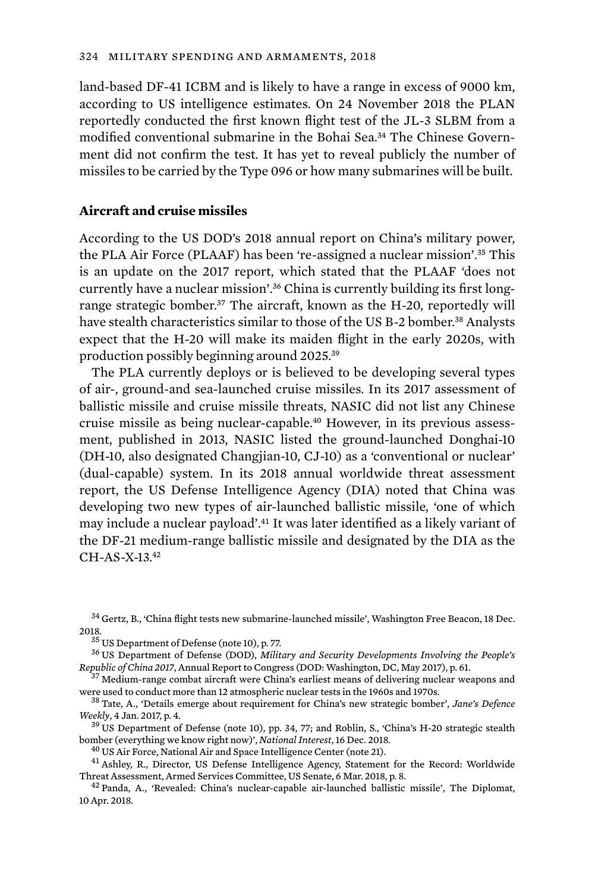land-based DF-41 ICBM and is likely to have a range in excess of 9000 km, according to US intelligence estimates. On 24 November 2018 the PLAN reportedly conducted the first known flight test of the JL-3 SLBM from a modified conventional submarine in the Bohai Sea.[34] The Chinese Government did not confirm the test. It has yet to reveal publicly the number of missiles to be carried by the Type 096 or how many submarines will be built.

### Aircraft and cruise missiles

According to the US DOD's 2018 annual report on China's military power, the PLA Air Force (PLAAF) has been 're-assigned a nuclear mission'.[35] This is an update on the 2017 report, which stated that the PLAAF 'does not currently have a nuclear mission'.[36] China is currently building its first long-range strategic bomber.[37] The aircraft, known as the H-20, reportedly will have stealth characteristics similar to those of the US B-2 bomber.[38] Analysts expect that the H-20 will make its maiden flight in the early 2020s, with production possibly beginning around 2025.[39]

The PLA currently deploys or is believed to be developing several types of air-, ground-and sea-launched cruise missiles. In its 2017 assessment of ballistic missile and cruise missile threats, NASIC did not list any Chinese cruise missile as being nuclear-capable.[40] However, in its previous assessment, published in 2013, NASIC listed the ground-launched Donghai-10 (DH-10, also designated Changjian-10, CJ-10) as a 'conventional or nuclear' (dual-capable) system. In its 2018 annual worldwide threat assessment report, the US Defense Intelligence Agency (DIA) noted that China was developing two new types of air-launched ballistic missile, 'one of which may include a nuclear payload'.[41] It was later identified as a likely variant of the DF-21 medium-range ballistic missile and designated by the DIA as the CH-AS-X-13.[42]

[34] Gertz, B., 'China flight tests new submarine-launched missile', Washington Free Beacon, 18 Dec. 2018.

[35] US Department of Defense (note 10), p. 77.

[36] US Department of Defense (DOD), *Military and Security Developments Involving the People's Republic of China 2017*, Annual Report to Congress (DOD: Washington, DC, May 2017), p. 61.

[37] Medium-range combat aircraft were China's earliest means of delivering nuclear weapons and were used to conduct more than 12 atmospheric nuclear tests in the 1960s and 1970s.

[38] Tate, A., 'Details emerge about requirement for China's new strategic bomber', *Jane's Defence Weekly*, 4 Jan. 2017, p. 4.

[39] US Department of Defense (note 10), pp. 34, 77; and Roblin, S., 'China's H-20 strategic stealth bomber (everything we know right now)', *National Interest*, 16 Dec. 2018.

[40] US Air Force, National Air and Space Intelligence Center (note 21).

[41] Ashley, R., Director, US Defense Intelligence Agency, Statement for the Record: Worldwide Threat Assessment, Armed Services Committee, US Senate, 6 Mar. 2018, p. 8.

[42] Panda, A., 'Revealed: China's nuclear-capable air-launched ballistic missile', The Diplomat, 10 Apr. 2018.